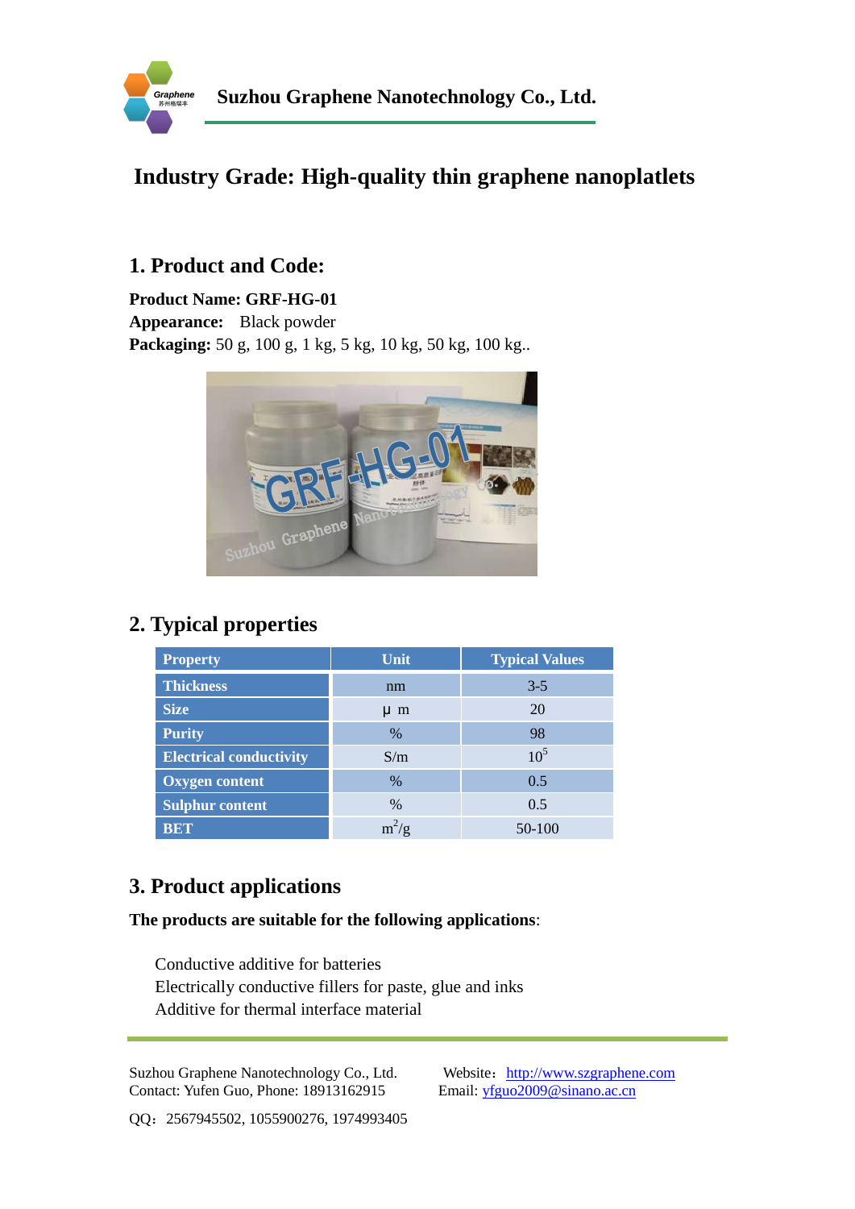Suzhou Graphene Nanotechnology Co., Ltd.

# Industry Grade: High-quality thin graphene nanoplatlets

## 1. Product and Code:

**Product Name: GRF-HG-01**
**Appearance:** Black powder
**Packaging:** 50 g, 100 g, 1 kg, 5 kg, 10 kg, 50 kg, 100 kg..

## 2. Typical properties

| Property | Unit | Typical Values |
|---|---|---|
| Thickness | nm | 3-5 |
| Size | μ m | 20 |
| Purity | % | 98 |
| Electrical conductivity | S/m | $10^5$ |
| Oxygen content | % | 0.5 |
| Sulphur content | % | 0.5 |
| BET | $m^2/g$ | 50-100 |

## 3. Product applications

**The products are suitable for the following applications**:

Conductive additive for batteries
Electrically conductive fillers for paste, glue and inks
Additive for thermal interface material

Suzhou Graphene Nanotechnology Co., Ltd.
Contact: Yufen Guo, Phone: 18913162915
Website：http://www.szgraphene.com
Email: yfguo2009@sinano.ac.cn
QQ：2567945502, 1055900276, 1974993405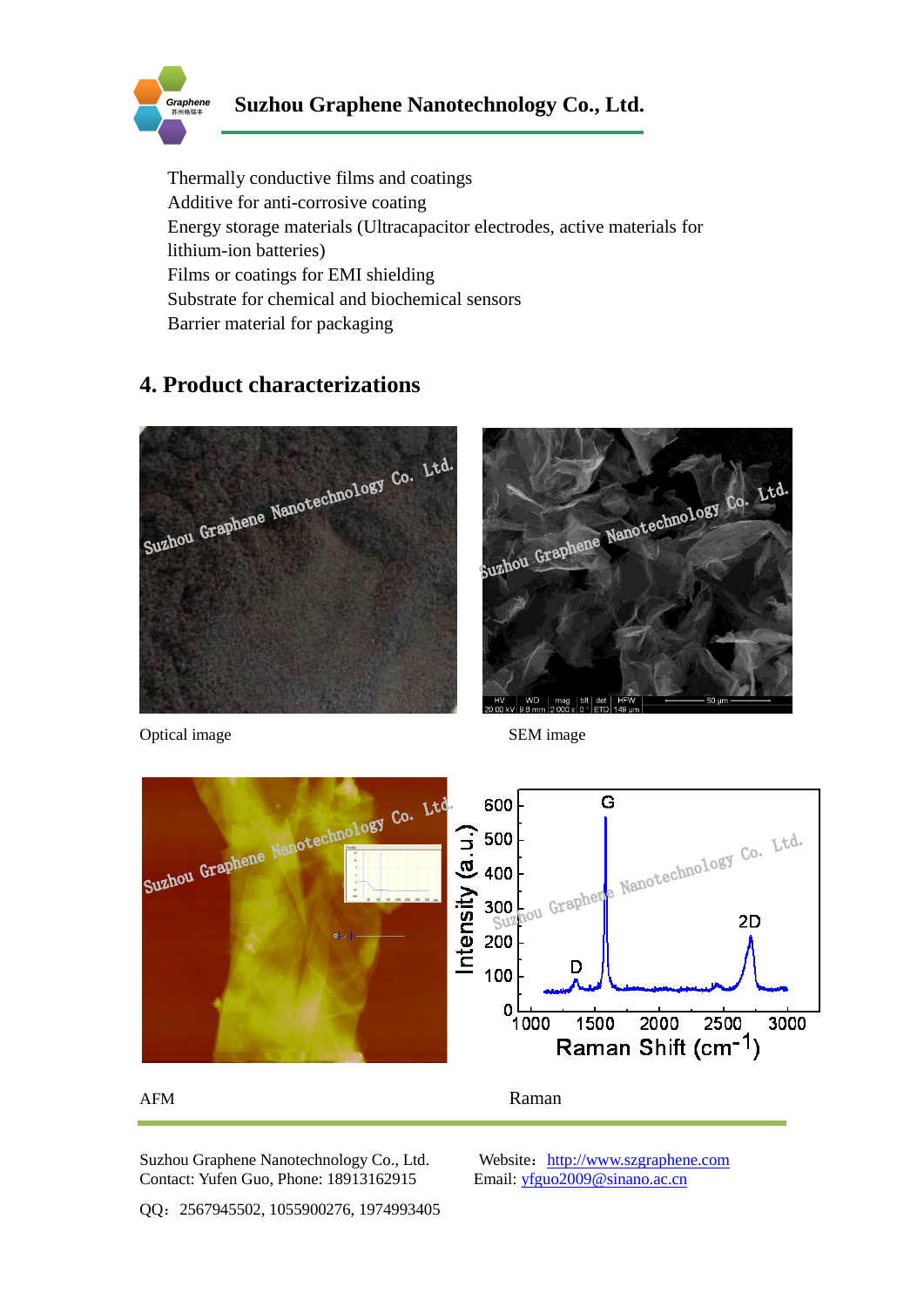- Thermally conductive films and coatings
- Additive for anti-corrosive coating
- Energy storage materials (Ultracapacitor electrodes, active materials for lithium-ion batteries)
- Films or coatings for EMI shielding
- Substrate for chemical and biochemical sensors
- Barrier material for packaging

## 4. Product characterizations

Optical image

SEM image

AFM

Raman

Suzhou Graphene Nanotechnology Co., Ltd.
Contact: Yufen Guo, Phone: 18913162915

Website：http://www.szgraphene.com
Email: yfguo2009@sinano.ac.cn

QQ：2567945502, 1055900276, 1974993405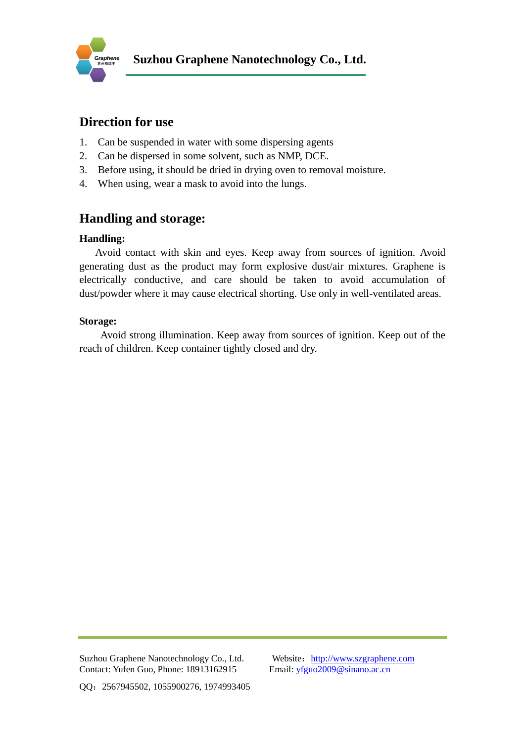## Direction for use

1. Can be suspended in water with some dispersing agents
2. Can be dispersed in some solvent, such as NMP, DCE.
3. Before using, it should be dried in drying oven to removal moisture.
4. When using, wear a mask to avoid into the lungs.

## Handling and storage:

**Handling:**

Avoid contact with skin and eyes. Keep away from sources of ignition. Avoid generating dust as the product may form explosive dust/air mixtures. Graphene is electrically conductive, and care should be taken to avoid accumulation of dust/powder where it may cause electrical shorting. Use only in well-ventilated areas.

**Storage:**

Avoid strong illumination. Keep away from sources of ignition. Keep out of the reach of children. Keep container tightly closed and dry.